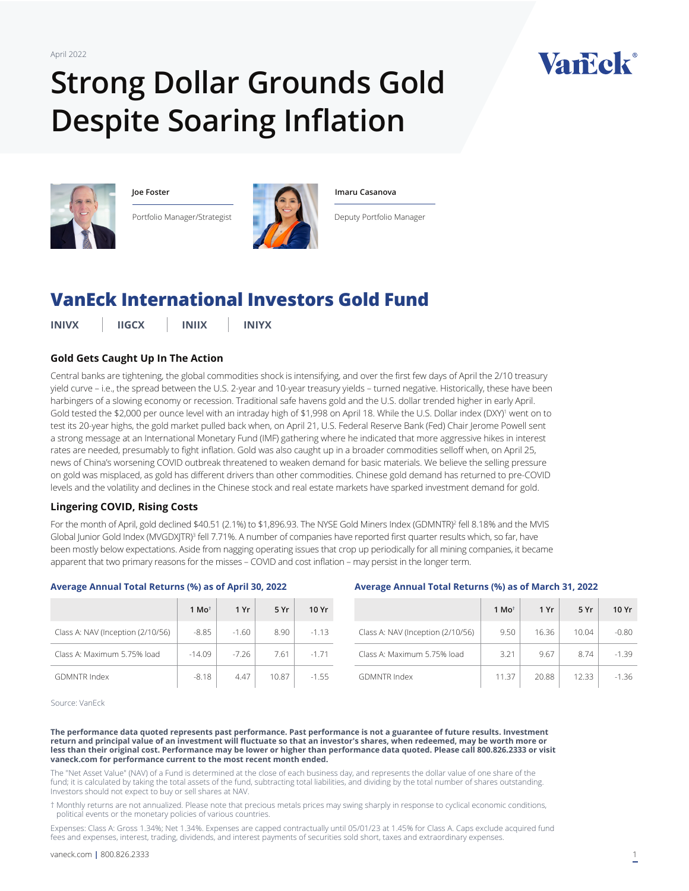April 2022

# Strong Dollar Grounds Gold Despite Soaring Inflation

**Joe Foster**

Portfolio Manager/Strategist

**Imaru Casanova**

Deputy Portfolio Manager

## VanEck International Investors Gold Fund

**INIVX** | **IIGCX** | **INIIX** | **INIYX**

### Gold Gets Caught Up In The Action

Central banks are tightening, the global commodities shock is intensifying, and over the first few days of April the 2/10 treasury yield curve – i.e., the spread between the U.S. 2-year and 10-year treasury yields – turned negative. Historically, these have been harbingers of a slowing economy or recession. Traditional safe havens gold and the U.S. dollar trended higher in early April. Gold tested the $2,000 per ounce level with an intraday high of $1,998 on April 18. While the U.S. Dollar index (DXY)[1] went on to test its 20-year highs, the gold market pulled back when, on April 21, U.S. Federal Reserve Bank (Fed) Chair Jerome Powell sent a strong message at an International Monetary Fund (IMF) gathering where he indicated that more aggressive hikes in interest rates are needed, presumably to fight inflation. Gold was also caught up in a broader commodities selloff when, on April 25, news of China's worsening COVID outbreak threatened to weaken demand for basic materials. We believe the selling pressure on gold was misplaced, as gold has different drivers than other commodities. Chinese gold demand has returned to pre-COVID levels and the volatility and declines in the Chinese stock and real estate markets have sparked investment demand for gold.

### Lingering COVID, Rising Costs

For the month of April, gold declined $40.51 (2.1%) to $1,896.93. The NYSE Gold Miners Index (GDMNTR)[2] fell 8.18% and the MVIS Global Junior Gold Index (MVGDXJTR)[3] fell 7.71%. A number of companies have reported first quarter results which, so far, have been mostly below expectations. Aside from nagging operating issues that crop up periodically for all mining companies, it became apparent that two primary reasons for the misses – COVID and cost inflation – may persist in the longer term.

**Average Annual Total Returns (%) as of April 30, 2022**

| | 1 Mo† | 1 Yr | 5 Yr | 10 Yr |
|---|---|---|---|---|
| Class A: NAV (Inception (2/10/56) | -8.85 | -1.60 | 8.90 | -1.13 |
| Class A: Maximum 5.75% load | -14.09 | -7.26 | 7.61 | -1.71 |
| GDMNTR Index | -8.18 | 4.47 | 10.87 | -1.55 |

**Average Annual Total Returns (%) as of March 31, 2022**

| | 1 Mo† | 1 Yr | 5 Yr | 10 Yr |
|---|---|---|---|---|
| Class A: NAV (Inception (2/10/56) | 9.50 | 16.36 | 10.04 | -0.80 |
| Class A: Maximum 5.75% load | 3.21 | 9.67 | 8.74 | -1.39 |
| GDMNTR Index | 11.37 | 20.88 | 12.33 | -1.36 |

Source: VanEck

**The performance data quoted represents past performance. Past performance is not a guarantee of future results. Investment return and principal value of an investment will fluctuate so that an investor's shares, when redeemed, may be worth more or less than their original cost. Performance may be lower or higher than performance data quoted. Please call 800.826.2333 or visit vaneck.com for performance current to the most recent month ended.**

The "Net Asset Value" (NAV) of a Fund is determined at the close of each business day, and represents the dollar value of one share of the fund; it is calculated by taking the total assets of the fund, subtracting total liabilities, and dividing by the total number of shares outstanding. Investors should not expect to buy or sell shares at NAV.

† Monthly returns are not annualized. Please note that precious metals prices may swing sharply in response to cyclical economic conditions, political events or the monetary policies of various countries.

Expenses: Class A: Gross 1.34%; Net 1.34%. Expenses are capped contractually until 05/01/23 at 1.45% for Class A. Caps exclude acquired fund fees and expenses, interest, trading, dividends, and interest payments of securities sold short, taxes and extraordinary expenses.

vaneck.com | 800.826.2333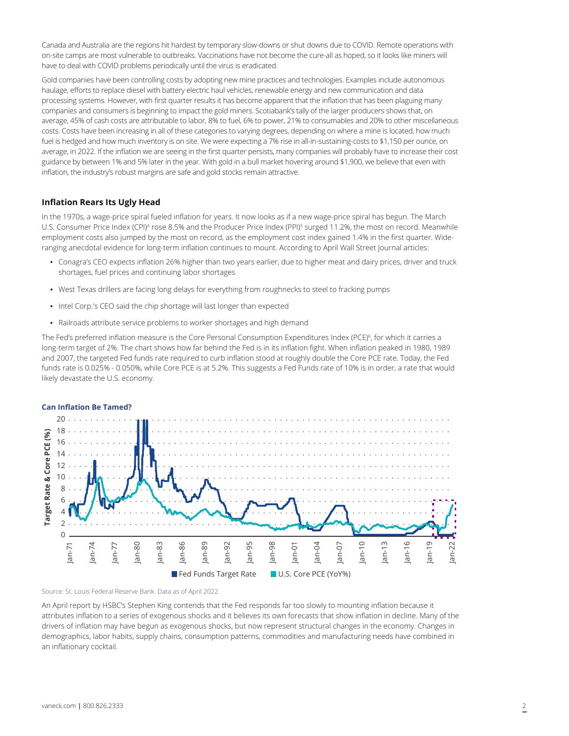Canada and Australia are the regions hit hardest by temporary slow-downs or shut downs due to COVID. Remote operations with on-site camps are most vulnerable to outbreaks. Vaccinations have not become the cure-all as hoped, so it looks like miners will have to deal with COVID problems periodically until the virus is eradicated.

Gold companies have been controlling costs by adopting new mine practices and technologies. Examples include autonomous haulage, efforts to replace diesel with battery electric haul vehicles, renewable energy and new communication and data processing systems. However, with first quarter results it has become apparent that the inflation that has been plaguing many companies and consumers is beginning to impact the gold miners. Scotiabank's tally of the larger producers shows that, on average, 45% of cash costs are attributable to labor, 8% to fuel, 6% to power, 21% to consumables and 20% to other miscellaneous costs. Costs have been increasing in all of these categories to varying degrees, depending on where a mine is located, how much fuel is hedged and how much inventory is on site. We were expecting a 7% rise in all-in-sustaining-costs to $1,150 per ounce, on average, in 2022. If the inflation we are seeing in the first quarter persists, many companies will probably have to increase their cost guidance by between 1% and 5% later in the year. With gold in a bull market hovering around $1,900, we believe that even with inflation, the industry's robust margins are safe and gold stocks remain attractive.

### Inflation Rears Its Ugly Head

In the 1970s, a wage-price spiral fueled inflation for years. It now looks as if a new wage-price spiral has begun. The March U.S. Consumer Price Index (CPI)[4] rose 8.5% and the Producer Price Index (PPI)[5] surged 11.2%, the most on record. Meanwhile employment costs also jumped by the most on record, as the employment cost index gained 1.4% in the first quarter. Wide-ranging anecdotal evidence for long-term inflation continues to mount. According to April Wall Street Journal articles:

- Conagra's CEO expects inflation 26% higher than two years earlier, due to higher meat and dairy prices, driver and truck shortages, fuel prices and continuing labor shortages
- West Texas drillers are facing long delays for everything from roughnecks to steel to fracking pumps
- Intel Corp.'s CEO said the chip shortage will last longer than expected
- Railroads attribute service problems to worker shortages and high demand

The Fed's preferred inflation measure is the Core Personal Consumption Expenditures Index (PCE)[6], for which it carries a long-term target of 2%. The chart shows how far behind the Fed is in its inflation fight. When inflation peaked in 1980, 1989 and 2007, the targeted Fed funds rate required to curb inflation stood at roughly double the Core PCE rate. Today, the Fed funds rate is 0.025% - 0.050%, while Core PCE is at 5.2%. This suggests a Fed Funds rate of 10% is in order, a rate that would likely devastate the U.S. economy.

**Can Inflation Be Tamed?**

Source: St. Louis Federal Reserve Bank. Data as of April 2022.

An April report by HSBC's Stephen King contends that the Fed responds far too slowly to mounting inflation because it attributes inflation to a series of exogenous shocks and it believes its own forecasts that show inflation in decline. Many of the drivers of inflation may have begun as exogenous shocks, but now represent structural changes in the economy. Changes in demographics, labor habits, supply chains, consumption patterns, commodities and manufacturing needs have combined in an inflationary cocktail.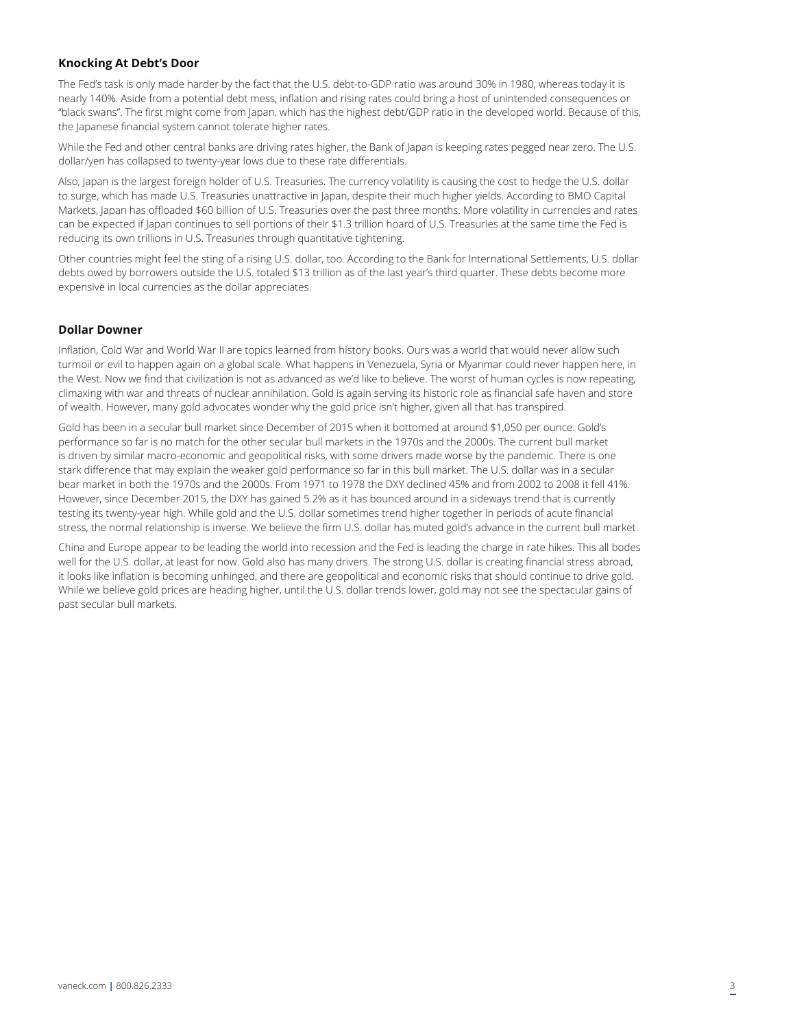### Knocking At Debt's Door

The Fed's task is only made harder by the fact that the U.S. debt-to-GDP ratio was around 30% in 1980, whereas today it is nearly 140%. Aside from a potential debt mess, inflation and rising rates could bring a host of unintended consequences or "black swans". The first might come from Japan, which has the highest debt/GDP ratio in the developed world. Because of this, the Japanese financial system cannot tolerate higher rates.

While the Fed and other central banks are driving rates higher, the Bank of Japan is keeping rates pegged near zero. The U.S. dollar/yen has collapsed to twenty-year lows due to these rate differentials.

Also, Japan is the largest foreign holder of U.S. Treasuries. The currency volatility is causing the cost to hedge the U.S. dollar to surge, which has made U.S. Treasuries unattractive in Japan, despite their much higher yields. According to BMO Capital Markets, Japan has offloaded $60 billion of U.S. Treasuries over the past three months. More volatility in currencies and rates can be expected if Japan continues to sell portions of their $1.3 trillion hoard of U.S. Treasuries at the same time the Fed is reducing its own trillions in U.S. Treasuries through quantitative tightening.

Other countries might feel the sting of a rising U.S. dollar, too. According to the Bank for International Settlements, U.S. dollar debts owed by borrowers outside the U.S. totaled $13 trillion as of the last year's third quarter. These debts become more expensive in local currencies as the dollar appreciates.

### Dollar Downer

Inflation, Cold War and World War II are topics learned from history books. Ours was a world that would never allow such turmoil or evil to happen again on a global scale. What happens in Venezuela, Syria or Myanmar could never happen here, in the West. Now we find that civilization is not as advanced as we'd like to believe. The worst of human cycles is now repeating, climaxing with war and threats of nuclear annihilation. Gold is again serving its historic role as financial safe haven and store of wealth. However, many gold advocates wonder why the gold price isn't higher, given all that has transpired.

Gold has been in a secular bull market since December of 2015 when it bottomed at around $1,050 per ounce. Gold's performance so far is no match for the other secular bull markets in the 1970s and the 2000s. The current bull market is driven by similar macro-economic and geopolitical risks, with some drivers made worse by the pandemic. There is one stark difference that may explain the weaker gold performance so far in this bull market. The U.S. dollar was in a secular bear market in both the 1970s and the 2000s. From 1971 to 1978 the DXY declined 45% and from 2002 to 2008 it fell 41%. However, since December 2015, the DXY has gained 5.2% as it has bounced around in a sideways trend that is currently testing its twenty-year high. While gold and the U.S. dollar sometimes trend higher together in periods of acute financial stress, the normal relationship is inverse. We believe the firm U.S. dollar has muted gold's advance in the current bull market.

China and Europe appear to be leading the world into recession and the Fed is leading the charge in rate hikes. This all bodes well for the U.S. dollar, at least for now. Gold also has many drivers. The strong U.S. dollar is creating financial stress abroad, it looks like inflation is becoming unhinged, and there are geopolitical and economic risks that should continue to drive gold. While we believe gold prices are heading higher, until the U.S. dollar trends lower, gold may not see the spectacular gains of past secular bull markets.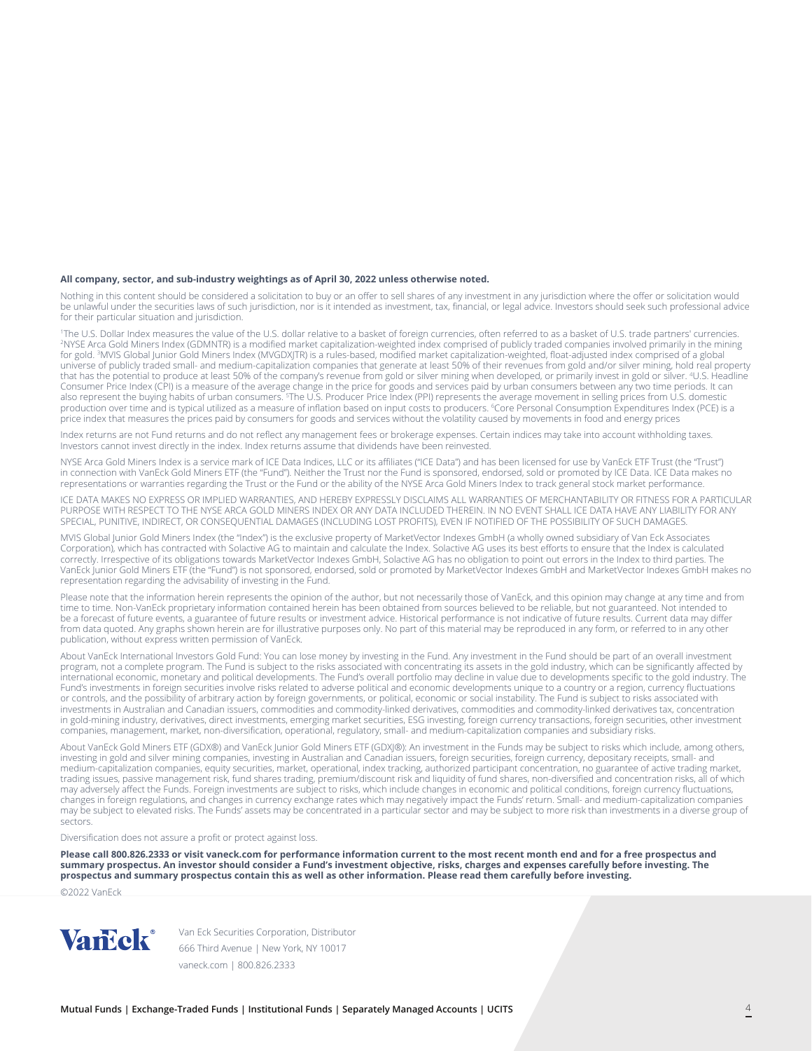**All company, sector, and sub-industry weightings as of April 30, 2022 unless otherwise noted.**

Nothing in this content should be considered a solicitation to buy or an offer to sell shares of any investment in any jurisdiction where the offer or solicitation would be unlawful under the securities laws of such jurisdiction, nor is it intended as investment, tax, financial, or legal advice. Investors should seek such professional advice for their particular situation and jurisdiction.

[1]The U.S. Dollar Index measures the value of the U.S. dollar relative to a basket of foreign currencies, often referred to as a basket of U.S. trade partners' currencies. [2]NYSE Arca Gold Miners Index (GDMNTR) is a modified market capitalization-weighted index comprised of publicly traded companies involved primarily in the mining for gold. [3]MVIS Global Junior Gold Miners Index (MVGDXJTR) is a rules-based, modified market capitalization-weighted, float-adjusted index comprised of a global universe of publicly traded small- and medium-capitalization companies that generate at least 50% of their revenues from gold and/or silver mining, hold real property that has the potential to produce at least 50% of the company's revenue from gold or silver mining when developed, or primarily invest in gold or silver. [4]U.S. Headline Consumer Price Index (CPI) is a measure of the average change in the price for goods and services paid by urban consumers between any two time periods. It can also represent the buying habits of urban consumers. [5]The U.S. Producer Price Index (PPI) represents the average movement in selling prices from U.S. domestic production over time and is typical utilized as a measure of inflation based on input costs to producers. [6]Core Personal Consumption Expenditures Index (PCE) is a price index that measures the prices paid by consumers for goods and services without the volatility caused by movements in food and energy prices

Index returns are not Fund returns and do not reflect any management fees or brokerage expenses. Certain indices may take into account withholding taxes. Investors cannot invest directly in the index. Index returns assume that dividends have been reinvested.

NYSE Arca Gold Miners Index is a service mark of ICE Data Indices, LLC or its affiliates ("ICE Data") and has been licensed for use by VanEck ETF Trust (the "Trust") in connection with VanEck Gold Miners ETF (the "Fund"). Neither the Trust nor the Fund is sponsored, endorsed, sold or promoted by ICE Data. ICE Data makes no representations or warranties regarding the Trust or the Fund or the ability of the NYSE Arca Gold Miners Index to track general stock market performance.

ICE DATA MAKES NO EXPRESS OR IMPLIED WARRANTIES, AND HEREBY EXPRESSLY DISCLAIMS ALL WARRANTIES OF MERCHANTABILITY OR FITNESS FOR A PARTICULAR PURPOSE WITH RESPECT TO THE NYSE ARCA GOLD MINERS INDEX OR ANY DATA INCLUDED THEREIN. IN NO EVENT SHALL ICE DATA HAVE ANY LIABILITY FOR ANY SPECIAL, PUNITIVE, INDIRECT, OR CONSEQUENTIAL DAMAGES (INCLUDING LOST PROFITS), EVEN IF NOTIFIED OF THE POSSIBILITY OF SUCH DAMAGES.

MVIS Global Junior Gold Miners Index (the "Index") is the exclusive property of MarketVector Indexes GmbH (a wholly owned subsidiary of Van Eck Associates Corporation), which has contracted with Solactive AG to maintain and calculate the Index. Solactive AG uses its best efforts to ensure that the Index is calculated correctly. Irrespective of its obligations towards MarketVector Indexes GmbH, Solactive AG has no obligation to point out errors in the Index to third parties. The VanEck Junior Gold Miners ETF (the "Fund") is not sponsored, endorsed, sold or promoted by MarketVector Indexes GmbH and MarketVector Indexes GmbH makes no representation regarding the advisability of investing in the Fund.

Please note that the information herein represents the opinion of the author, but not necessarily those of VanEck, and this opinion may change at any time and from time to time. Non-VanEck proprietary information contained herein has been obtained from sources believed to be reliable, but not guaranteed. Not intended to be a forecast of future events, a guarantee of future results or investment advice. Historical performance is not indicative of future results. Current data may differ from data quoted. Any graphs shown herein are for illustrative purposes only. No part of this material may be reproduced in any form, or referred to in any other publication, without express written permission of VanEck.

About VanEck International Investors Gold Fund: You can lose money by investing in the Fund. Any investment in the Fund should be part of an overall investment program, not a complete program. The Fund is subject to the risks associated with concentrating its assets in the gold industry, which can be significantly affected by international economic, monetary and political developments. The Fund's overall portfolio may decline in value due to developments specific to the gold industry. The Fund's investments in foreign securities involve risks related to adverse political and economic developments unique to a country or a region, currency fluctuations or controls, and the possibility of arbitrary action by foreign governments, or political, economic or social instability. The Fund is subject to risks associated with investments in Australian and Canadian issuers, commodities and commodity-linked derivatives, commodities and commodity-linked derivatives tax, concentration in gold-mining industry, derivatives, direct investments, emerging market securities, ESG investing, foreign currency transactions, foreign securities, other investment companies, management, market, non-diversification, operational, regulatory, small- and medium-capitalization companies and subsidiary risks.

About VanEck Gold Miners ETF (GDX®) and VanEck Junior Gold Miners ETF (GDXJ®): An investment in the Funds may be subject to risks which include, among others, investing in gold and silver mining companies, investing in Australian and Canadian issuers, foreign securities, foreign currency, depositary receipts, small- and medium-capitalization companies, equity securities, market, operational, index tracking, authorized participant concentration, no guarantee of active trading market, trading issues, passive management risk, fund shares trading, premium/discount risk and liquidity of fund shares, non-diversified and concentration risks, all of which may adversely affect the Funds. Foreign investments are subject to risks, which include changes in economic and political conditions, foreign currency fluctuations, changes in foreign regulations, and changes in currency exchange rates which may negatively impact the Funds' return. Small- and medium-capitalization companies may be subject to elevated risks. The Funds' assets may be concentrated in a particular sector and may be subject to more risk than investments in a diverse group of sectors.

Diversification does not assure a profit or protect against loss.

**Please call 800.826.2333 or visit vaneck.com for performance information current to the most recent month end and for a free prospectus and summary prospectus. An investor should consider a Fund's investment objective, risks, charges and expenses carefully before investing. The prospectus and summary prospectus contain this as well as other information. Please read them carefully before investing.**

©2022 VanEck

VanEck®

Van Eck Securities Corporation, Distributor
666 Third Avenue | New York, NY 10017
vaneck.com | 800.826.2333

**Mutual Funds | Exchange-Traded Funds | Institutional Funds | Separately Managed Accounts | UCITS**